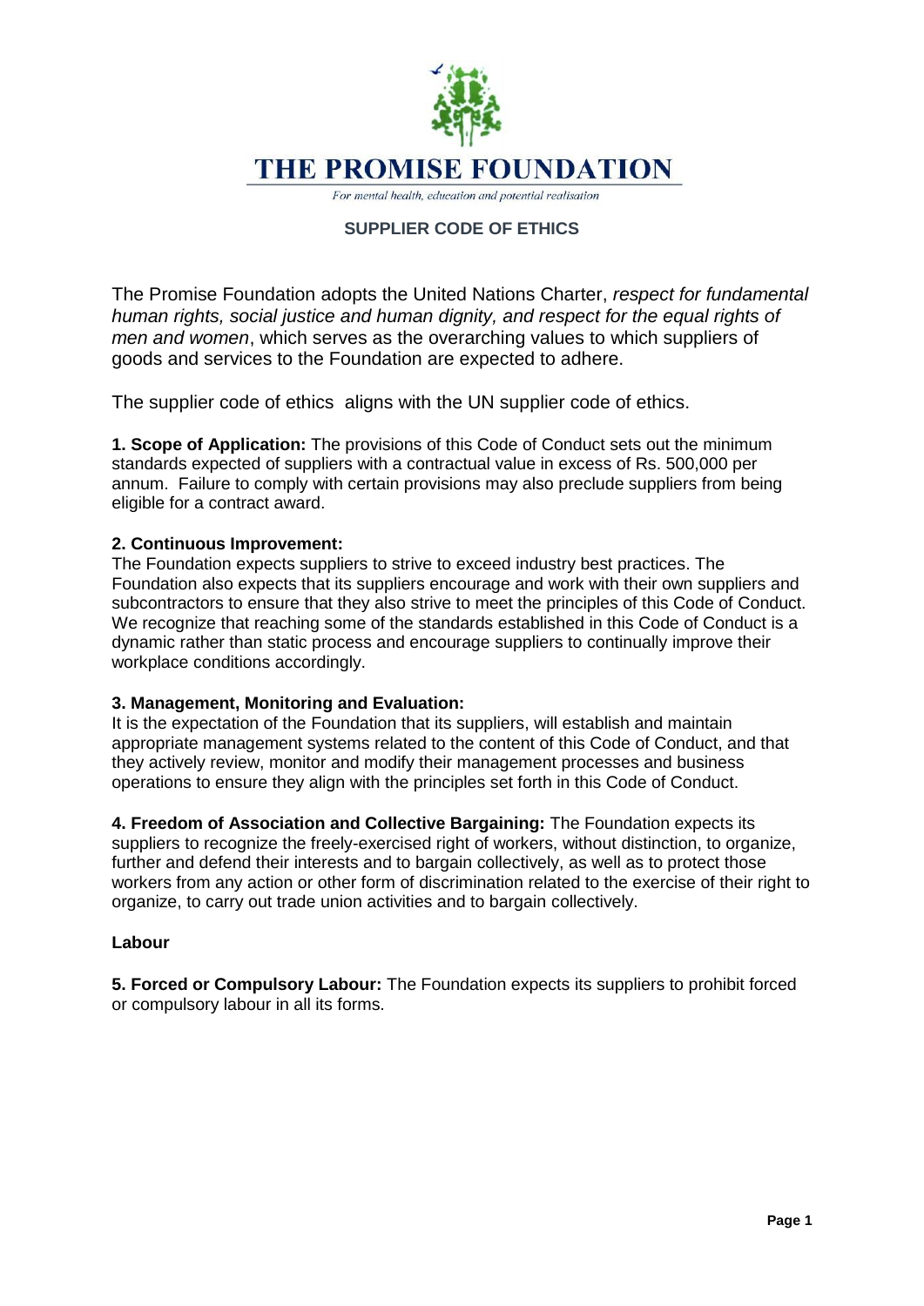# THE PROMISE FOUNDATION

*For mental health, education and potential realisation*

## SUPPLIER CODE OF ETHICS

The Promise Foundation adopts the United Nations Charter, *respect for fundamental human rights, social justice and human dignity, and respect for the equal rights of men and women*, which serves as the overarching values to which suppliers of goods and services to the Foundation are expected to adhere.

The supplier code of ethics aligns with the UN supplier code of ethics.

**1. Scope of Application:** The provisions of this Code of Conduct sets out the minimum standards expected of suppliers with a contractual value in excess of Rs. 500,000 per annum. Failure to comply with certain provisions may also preclude suppliers from being eligible for a contract award.

**2. Continuous Improvement:**
The Foundation expects suppliers to strive to exceed industry best practices. The Foundation also expects that its suppliers encourage and work with their own suppliers and subcontractors to ensure that they also strive to meet the principles of this Code of Conduct. We recognize that reaching some of the standards established in this Code of Conduct is a dynamic rather than static process and encourage suppliers to continually improve their workplace conditions accordingly.

**3. Management, Monitoring and Evaluation:**
It is the expectation of the Foundation that its suppliers, will establish and maintain appropriate management systems related to the content of this Code of Conduct, and that they actively review, monitor and modify their management processes and business operations to ensure they align with the principles set forth in this Code of Conduct.

**4. Freedom of Association and Collective Bargaining:** The Foundation expects its suppliers to recognize the freely-exercised right of workers, without distinction, to organize, further and defend their interests and to bargain collectively, as well as to protect those workers from any action or other form of discrimination related to the exercise of their right to organize, to carry out trade union activities and to bargain collectively.

**Labour**

**5. Forced or Compulsory Labour:** The Foundation expects its suppliers to prohibit forced or compulsory labour in all its forms.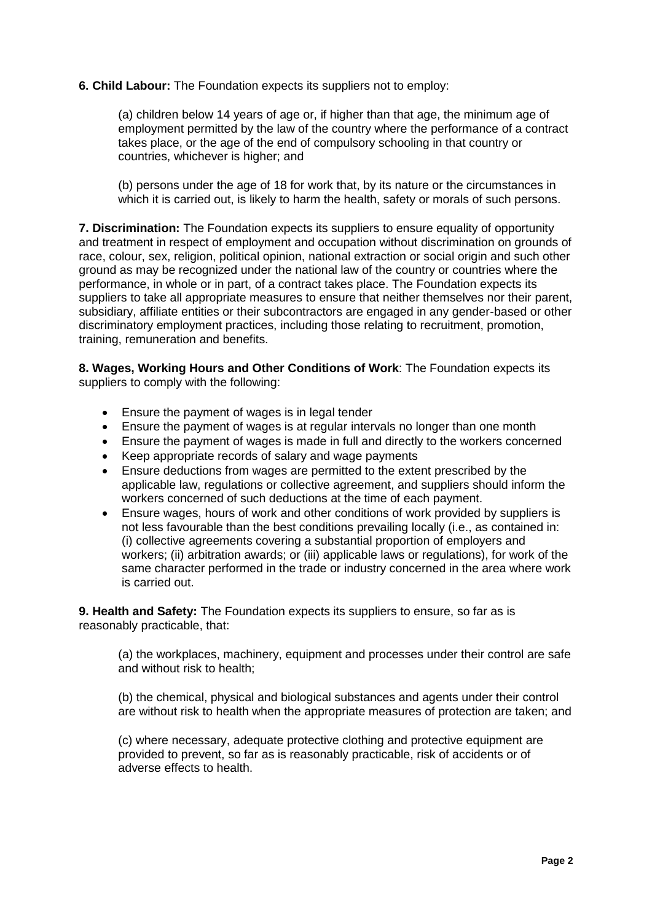**6. Child Labour:** The Foundation expects its suppliers not to employ:

(a) children below 14 years of age or, if higher than that age, the minimum age of employment permitted by the law of the country where the performance of a contract takes place, or the age of the end of compulsory schooling in that country or countries, whichever is higher; and

(b) persons under the age of 18 for work that, by its nature or the circumstances in which it is carried out, is likely to harm the health, safety or morals of such persons.

**7. Discrimination:** The Foundation expects its suppliers to ensure equality of opportunity and treatment in respect of employment and occupation without discrimination on grounds of race, colour, sex, religion, political opinion, national extraction or social origin and such other ground as may be recognized under the national law of the country or countries where the performance, in whole or in part, of a contract takes place. The Foundation expects its suppliers to take all appropriate measures to ensure that neither themselves nor their parent, subsidiary, affiliate entities or their subcontractors are engaged in any gender-based or other discriminatory employment practices, including those relating to recruitment, promotion, training, remuneration and benefits.

**8. Wages, Working Hours and Other Conditions of Work**: The Foundation expects its suppliers to comply with the following:

- Ensure the payment of wages is in legal tender
- Ensure the payment of wages is at regular intervals no longer than one month
- Ensure the payment of wages is made in full and directly to the workers concerned
- Keep appropriate records of salary and wage payments
- Ensure deductions from wages are permitted to the extent prescribed by the applicable law, regulations or collective agreement, and suppliers should inform the workers concerned of such deductions at the time of each payment.
- Ensure wages, hours of work and other conditions of work provided by suppliers is not less favourable than the best conditions prevailing locally (i.e., as contained in: (i) collective agreements covering a substantial proportion of employers and workers; (ii) arbitration awards; or (iii) applicable laws or regulations), for work of the same character performed in the trade or industry concerned in the area where work is carried out.

**9. Health and Safety:** The Foundation expects its suppliers to ensure, so far as is reasonably practicable, that:

(a) the workplaces, machinery, equipment and processes under their control are safe and without risk to health;

(b) the chemical, physical and biological substances and agents under their control are without risk to health when the appropriate measures of protection are taken; and

(c) where necessary, adequate protective clothing and protective equipment are provided to prevent, so far as is reasonably practicable, risk of accidents or of adverse effects to health.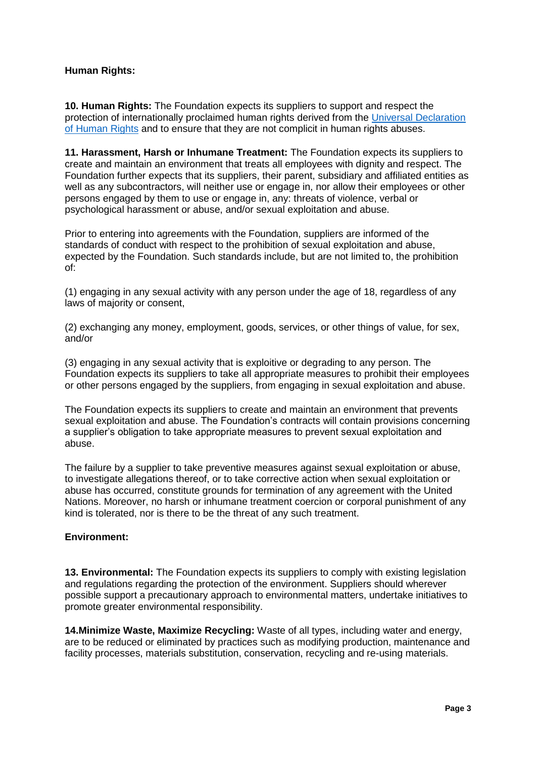**Human Rights:**

**10. Human Rights:** The Foundation expects its suppliers to support and respect the protection of internationally proclaimed human rights derived from the [Universal Declaration of Human Rights]() and to ensure that they are not complicit in human rights abuses.

**11. Harassment, Harsh or Inhumane Treatment:** The Foundation expects its suppliers to create and maintain an environment that treats all employees with dignity and respect. The Foundation further expects that its suppliers, their parent, subsidiary and affiliated entities as well as any subcontractors, will neither use or engage in, nor allow their employees or other persons engaged by them to use or engage in, any: threats of violence, verbal or psychological harassment or abuse, and/or sexual exploitation and abuse.

Prior to entering into agreements with the Foundation, suppliers are informed of the standards of conduct with respect to the prohibition of sexual exploitation and abuse, expected by the Foundation. Such standards include, but are not limited to, the prohibition of:

(1) engaging in any sexual activity with any person under the age of 18, regardless of any laws of majority or consent,

(2) exchanging any money, employment, goods, services, or other things of value, for sex, and/or

(3) engaging in any sexual activity that is exploitive or degrading to any person. The Foundation expects its suppliers to take all appropriate measures to prohibit their employees or other persons engaged by the suppliers, from engaging in sexual exploitation and abuse.

The Foundation expects its suppliers to create and maintain an environment that prevents sexual exploitation and abuse. The Foundation's contracts will contain provisions concerning a supplier's obligation to take appropriate measures to prevent sexual exploitation and abuse.

The failure by a supplier to take preventive measures against sexual exploitation or abuse, to investigate allegations thereof, or to take corrective action when sexual exploitation or abuse has occurred, constitute grounds for termination of any agreement with the United Nations. Moreover, no harsh or inhumane treatment coercion or corporal punishment of any kind is tolerated, nor is there to be the threat of any such treatment.

**Environment:**

**13. Environmental:** The Foundation expects its suppliers to comply with existing legislation and regulations regarding the protection of the environment. Suppliers should wherever possible support a precautionary approach to environmental matters, undertake initiatives to promote greater environmental responsibility.

**14.Minimize Waste, Maximize Recycling:** Waste of all types, including water and energy, are to be reduced or eliminated by practices such as modifying production, maintenance and facility processes, materials substitution, conservation, recycling and re-using materials.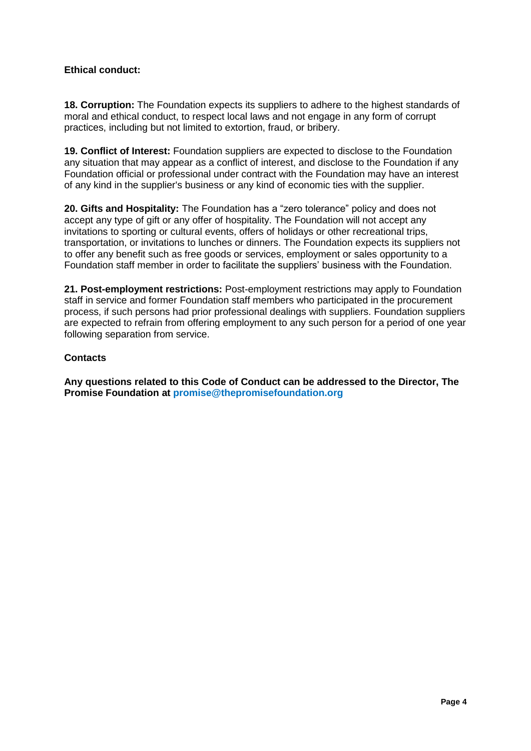**Ethical conduct:**

**18. Corruption:** The Foundation expects its suppliers to adhere to the highest standards of moral and ethical conduct, to respect local laws and not engage in any form of corrupt practices, including but not limited to extortion, fraud, or bribery.

**19. Conflict of Interest:** Foundation suppliers are expected to disclose to the Foundation any situation that may appear as a conflict of interest, and disclose to the Foundation if any Foundation official or professional under contract with the Foundation may have an interest of any kind in the supplier's business or any kind of economic ties with the supplier.

**20. Gifts and Hospitality:** The Foundation has a "zero tolerance" policy and does not accept any type of gift or any offer of hospitality. The Foundation will not accept any invitations to sporting or cultural events, offers of holidays or other recreational trips, transportation, or invitations to lunches or dinners. The Foundation expects its suppliers not to offer any benefit such as free goods or services, employment or sales opportunity to a Foundation staff member in order to facilitate the suppliers' business with the Foundation.

**21. Post-employment restrictions:** Post-employment restrictions may apply to Foundation staff in service and former Foundation staff members who participated in the procurement process, if such persons had prior professional dealings with suppliers. Foundation suppliers are expected to refrain from offering employment to any such person for a period of one year following separation from service.

**Contacts**

**Any questions related to this Code of Conduct can be addressed to the Director, The Promise Foundation at promise@thepromisefoundation.org**